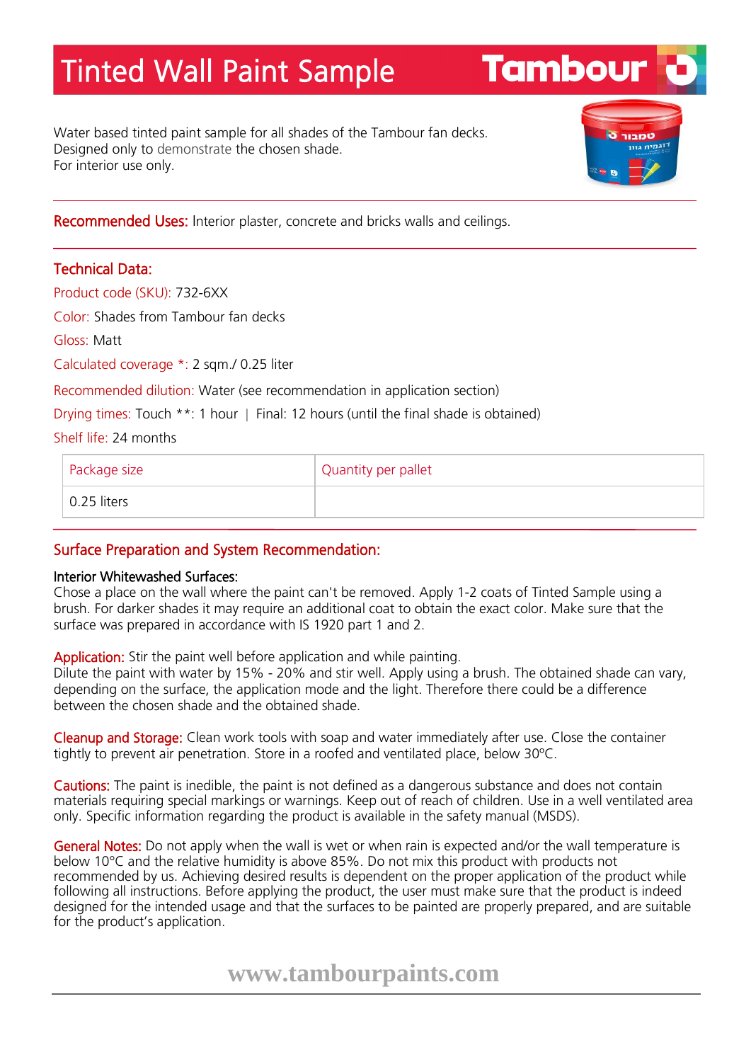# Tinted Wall Paint Sample

Water based tinted paint sample for all shades of the Tambour fan decks.
Designed only to demonstrate the chosen shade.
For interior use only.

**Recommended Uses:** Interior plaster, concrete and bricks walls and ceilings.

## Technical Data:

Product code (SKU): 732-6XX

Color: Shades from Tambour fan decks

Gloss: Matt

Calculated coverage *: 2 sqm./ 0.25 liter

Recommended dilution: Water (see recommendation in application section)

Drying times: Touch **: 1 hour | Final: 12 hours (until the final shade is obtained)

Shelf life: 24 months

| Package size | Quantity per pallet |
|---|---|
| 0.25 liters | |

## Surface Preparation and System Recommendation:

**Interior Whitewashed Surfaces:**
Chose a place on the wall where the paint can't be removed. Apply 1-2 coats of Tinted Sample using a brush. For darker shades it may require an additional coat to obtain the exact color. Make sure that the surface was prepared in accordance with IS 1920 part 1 and 2.

**Application:** Stir the paint well before application and while painting.
Dilute the paint with water by 15% - 20% and stir well. Apply using a brush. The obtained shade can vary, depending on the surface, the application mode and the light. Therefore there could be a difference between the chosen shade and the obtained shade.

**Cleanup and Storage:** Clean work tools with soap and water immediately after use. Close the container tightly to prevent air penetration. Store in a roofed and ventilated place, below 30°C.

**Cautions:** The paint is inedible, the paint is not defined as a dangerous substance and does not contain materials requiring special markings or warnings. Keep out of reach of children. Use in a well ventilated area only. Specific information regarding the product is available in the safety manual (MSDS).

**General Notes:** Do not apply when the wall is wet or when rain is expected and/or the wall temperature is below 10°C and the relative humidity is above 85%. Do not mix this product with products not recommended by us. Achieving desired results is dependent on the proper application of the product while following all instructions. Before applying the product, the user must make sure that the product is indeed designed for the intended usage and that the surfaces to be painted are properly prepared, and are suitable for the product's application.

www.tambourpaints.com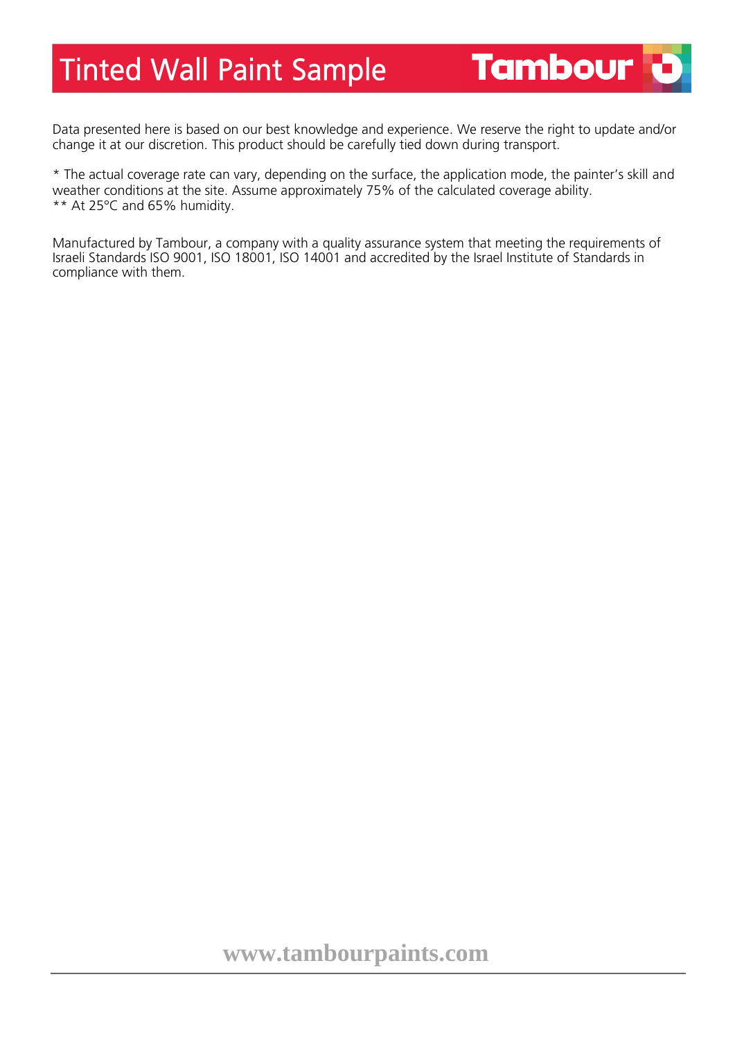Data presented here is based on our best knowledge and experience. We reserve the right to update and/or change it at our discretion. This product should be carefully tied down during transport.

* The actual coverage rate can vary, depending on the surface, the application mode, the painter's skill and weather conditions at the site. Assume approximately 75% of the calculated coverage ability.
** At 25°C and 65% humidity.

Manufactured by Tambour, a company with a quality assurance system that meeting the requirements of Israeli Standards ISO 9001, ISO 18001, ISO 14001 and accredited by the Israel Institute of Standards in compliance with them.